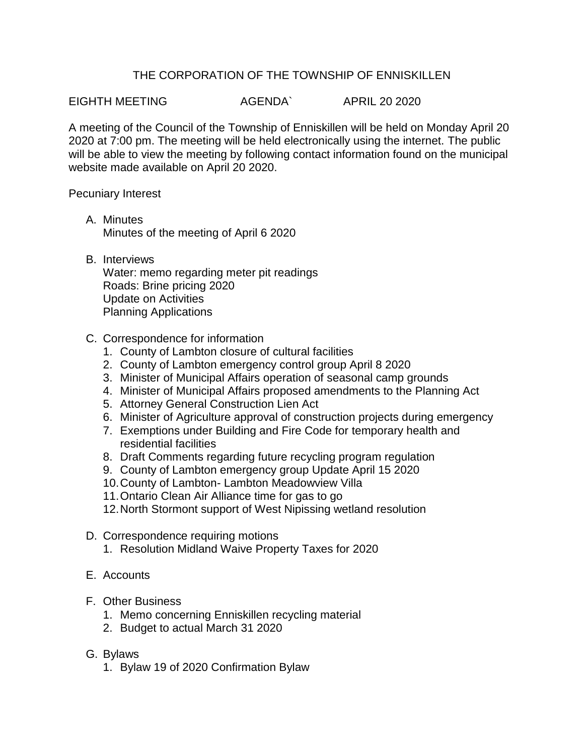# THE CORPORATION OF THE TOWNSHIP OF ENNISKILLEN

EIGHTH MEETING AGENDA` APRIL 20 2020

A meeting of the Council of the Township of Enniskillen will be held on Monday April 20 2020 at 7:00 pm. The meeting will be held electronically using the internet. The public will be able to view the meeting by following contact information found on the municipal website made available on April 20 2020.

Pecuniary Interest

A. Minutes
   Minutes of the meeting of April 6 2020

B. Interviews
   Water: memo regarding meter pit readings
   Roads: Brine pricing 2020
   Update on Activities
   Planning Applications

C. Correspondence for information
   1. County of Lambton closure of cultural facilities
   2. County of Lambton emergency control group April 8 2020
   3. Minister of Municipal Affairs operation of seasonal camp grounds
   4. Minister of Municipal Affairs proposed amendments to the Planning Act
   5. Attorney General Construction Lien Act
   6. Minister of Agriculture approval of construction projects during emergency
   7. Exemptions under Building and Fire Code for temporary health and residential facilities
   8. Draft Comments regarding future recycling program regulation
   9. County of Lambton emergency group Update April 15 2020
   10. County of Lambton- Lambton Meadowview Villa
   11. Ontario Clean Air Alliance time for gas to go
   12. North Stormont support of West Nipissing wetland resolution

D. Correspondence requiring motions
   1. Resolution Midland Waive Property Taxes for 2020

E. Accounts

F. Other Business
   1. Memo concerning Enniskillen recycling material
   2. Budget to actual March 31 2020

G. Bylaws
   1. Bylaw 19 of 2020 Confirmation Bylaw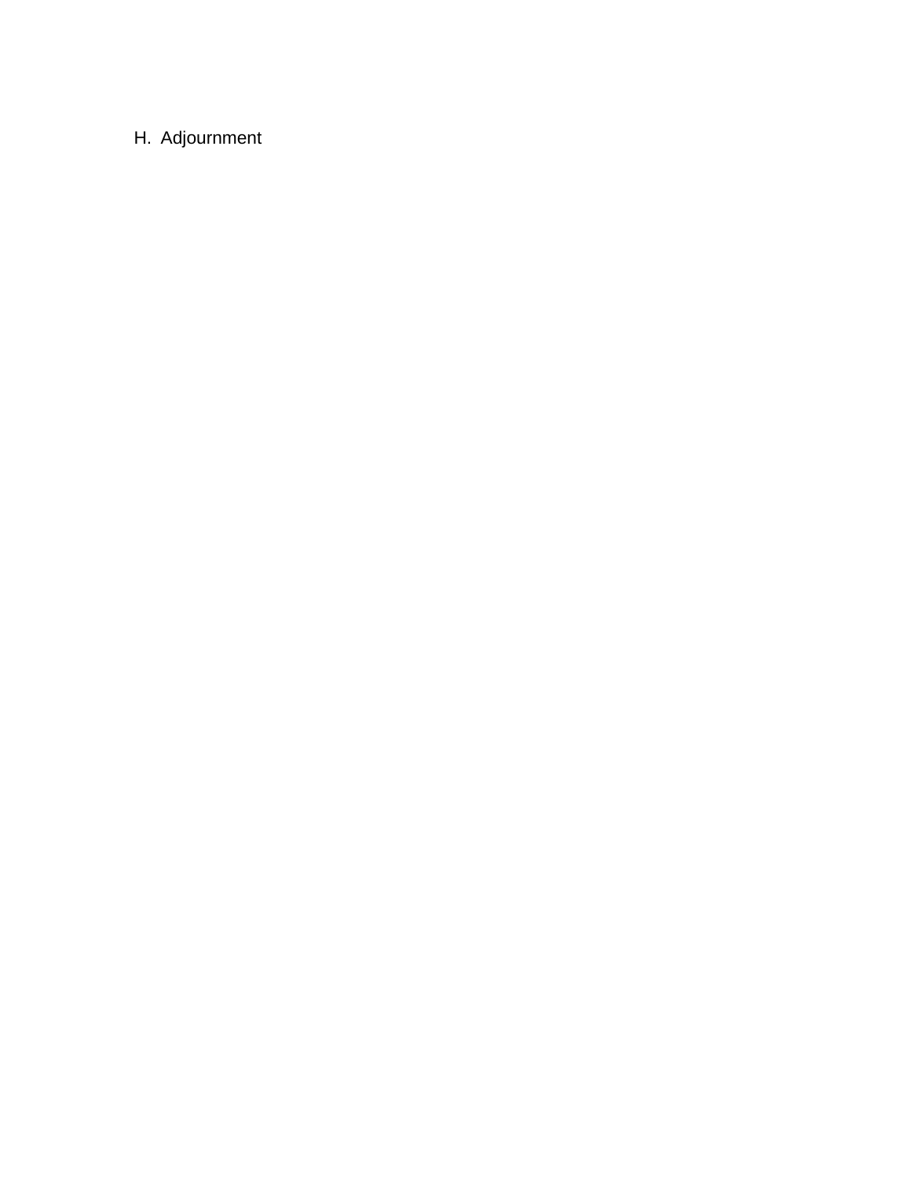H. Adjournment